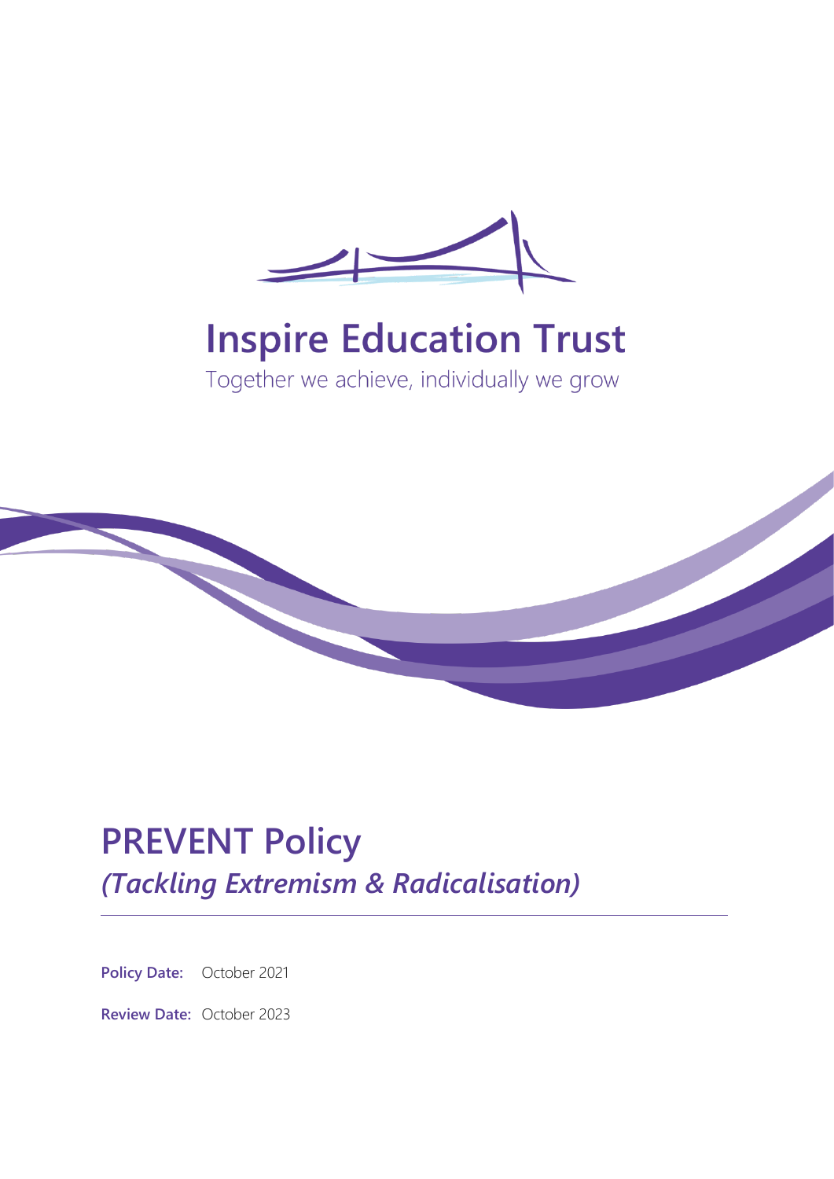# Inspire Education Trust

Together we achieve, individually we grow

# PREVENT Policy

## *(Tackling Extremism & Radicalisation)*

**Policy Date:** October 2021

**Review Date:** October 2023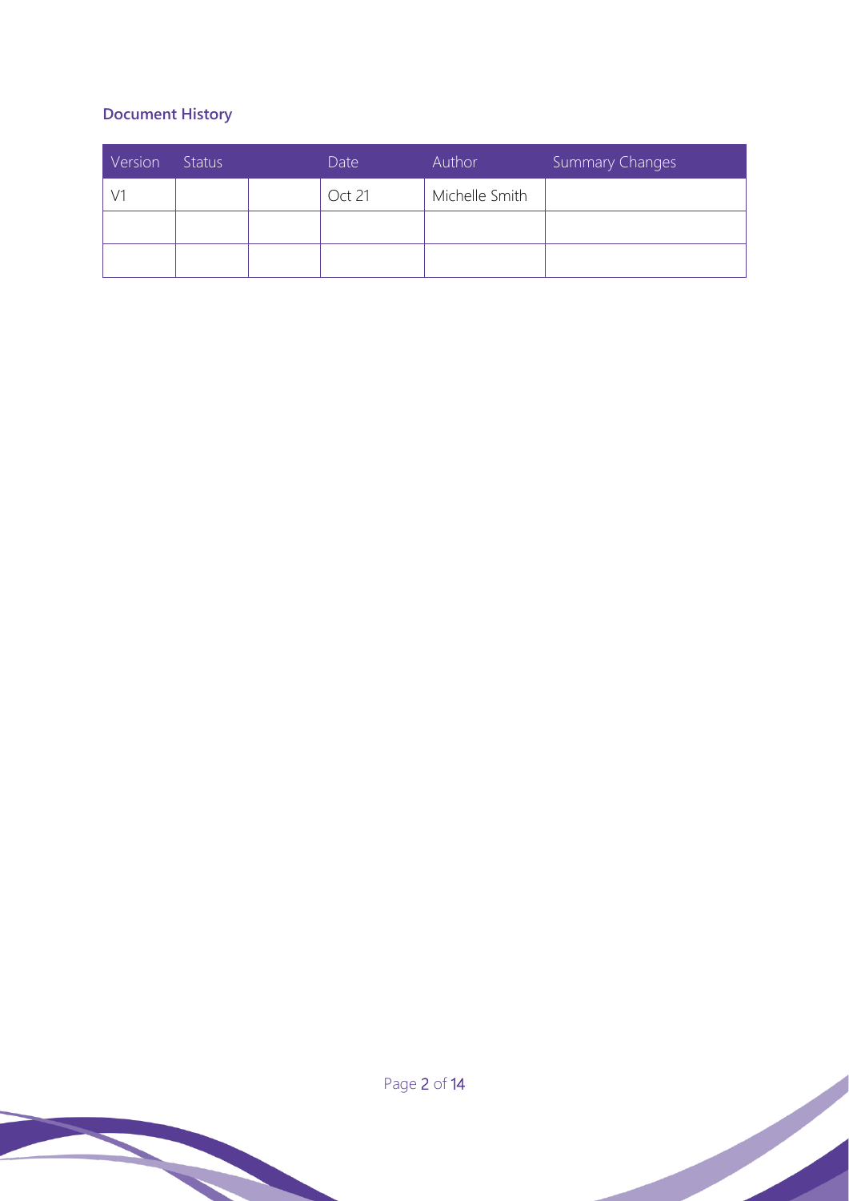**Document History**

| Version | Status | | Date | Author | Summary Changes |
| --- | --- | --- | --- | --- | --- |
| V1 | | | Oct 21 | Michelle Smith | |
| | | | | | |
| | | | | | |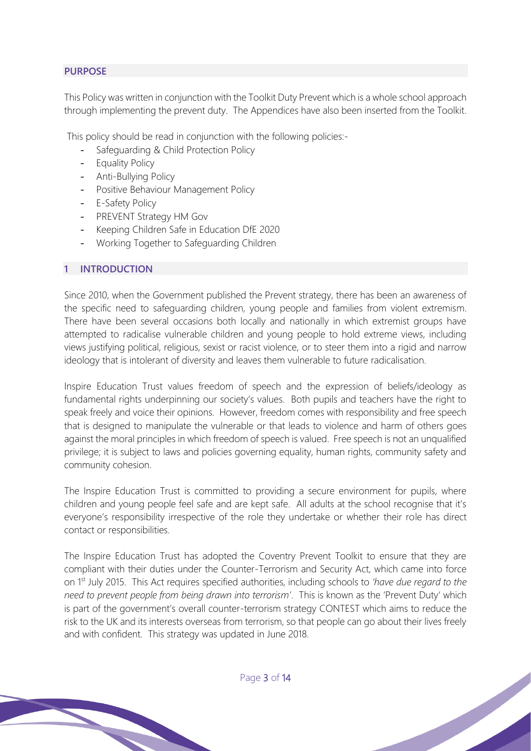## PURPOSE

This Policy was written in conjunction with the Toolkit Duty Prevent which is a whole school approach through implementing the prevent duty. The Appendices have also been inserted from the Toolkit.

This policy should be read in conjunction with the following policies:-

- Safeguarding & Child Protection Policy
- Equality Policy
- Anti-Bullying Policy
- Positive Behaviour Management Policy
- E-Safety Policy
- PREVENT Strategy HM Gov
- Keeping Children Safe in Education DfE 2020
- Working Together to Safeguarding Children

## 1 INTRODUCTION

Since 2010, when the Government published the Prevent strategy, there has been an awareness of the specific need to safeguarding children, young people and families from violent extremism. There have been several occasions both locally and nationally in which extremist groups have attempted to radicalise vulnerable children and young people to hold extreme views, including views justifying political, religious, sexist or racist violence, or to steer them into a rigid and narrow ideology that is intolerant of diversity and leaves them vulnerable to future radicalisation.

Inspire Education Trust values freedom of speech and the expression of beliefs/ideology as fundamental rights underpinning our society's values. Both pupils and teachers have the right to speak freely and voice their opinions. However, freedom comes with responsibility and free speech that is designed to manipulate the vulnerable or that leads to violence and harm of others goes against the moral principles in which freedom of speech is valued. Free speech is not an unqualified privilege; it is subject to laws and policies governing equality, human rights, community safety and community cohesion.

The Inspire Education Trust is committed to providing a secure environment for pupils, where children and young people feel safe and are kept safe. All adults at the school recognise that it's everyone's responsibility irrespective of the role they undertake or whether their role has direct contact or responsibilities.

The Inspire Education Trust has adopted the Coventry Prevent Toolkit to ensure that they are compliant with their duties under the Counter-Terrorism and Security Act, which came into force on 1st July 2015. This Act requires specified authorities, including schools to *'have due regard to the need to prevent people from being drawn into terrorism'*. This is known as the 'Prevent Duty' which is part of the government's overall counter-terrorism strategy CONTEST which aims to reduce the risk to the UK and its interests overseas from terrorism, so that people can go about their lives freely and with confident. This strategy was updated in June 2018.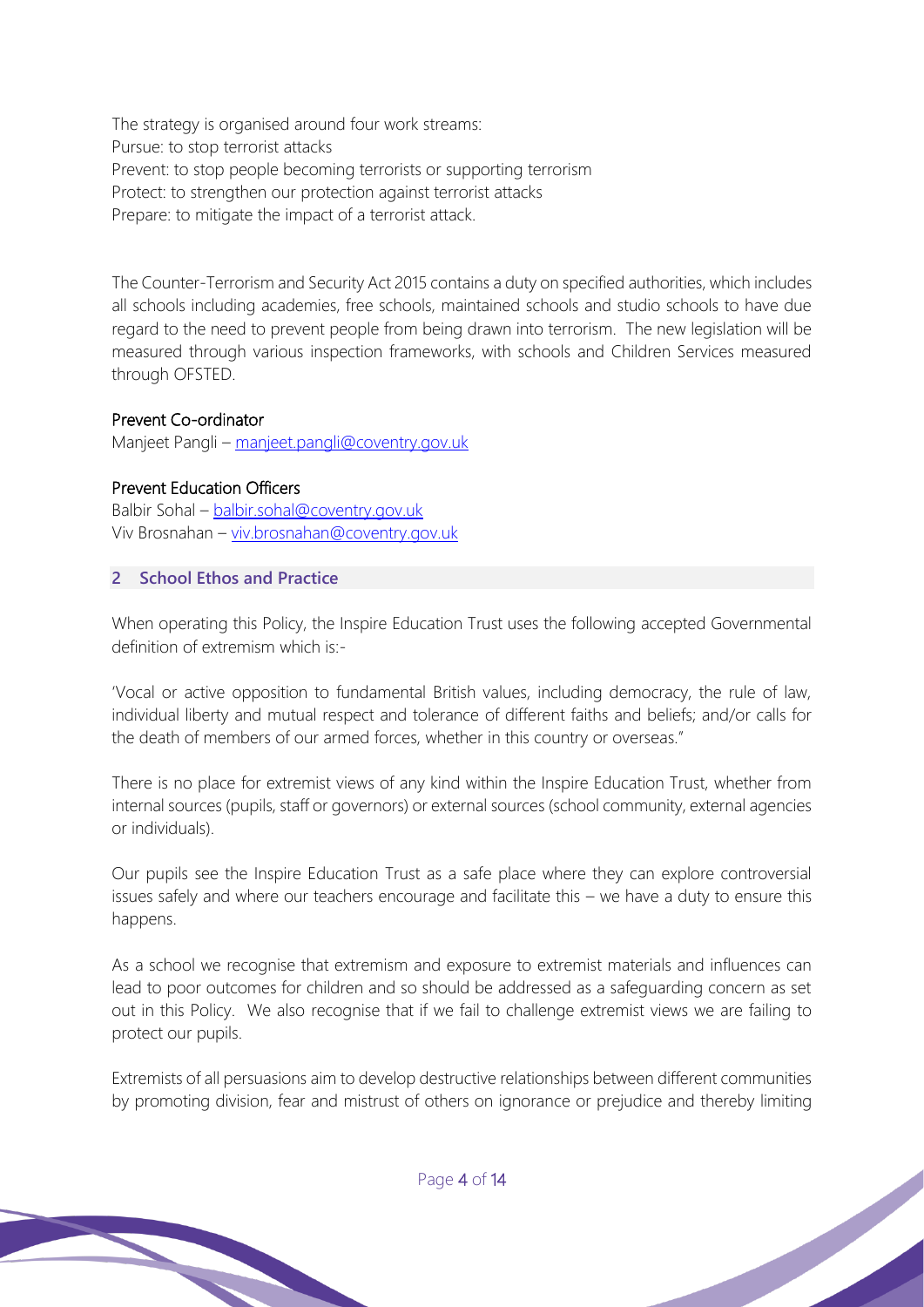The strategy is organised around four work streams:
Pursue: to stop terrorist attacks
Prevent: to stop people becoming terrorists or supporting terrorism
Protect: to strengthen our protection against terrorist attacks
Prepare: to mitigate the impact of a terrorist attack.

The Counter-Terrorism and Security Act 2015 contains a duty on specified authorities, which includes all schools including academies, free schools, maintained schools and studio schools to have due regard to the need to prevent people from being drawn into terrorism. The new legislation will be measured through various inspection frameworks, with schools and Children Services measured through OFSTED.

### Prevent Co-ordinator

Manjeet Pangli – manjeet.pangli@coventry.gov.uk

### Prevent Education Officers

Balbir Sohal – balbir.sohal@coventry.gov.uk
Viv Brosnahan – viv.brosnahan@coventry.gov.uk

## 2 School Ethos and Practice

When operating this Policy, the Inspire Education Trust uses the following accepted Governmental definition of extremism which is:-

'Vocal or active opposition to fundamental British values, including democracy, the rule of law, individual liberty and mutual respect and tolerance of different faiths and beliefs; and/or calls for the death of members of our armed forces, whether in this country or overseas."

There is no place for extremist views of any kind within the Inspire Education Trust, whether from internal sources (pupils, staff or governors) or external sources (school community, external agencies or individuals).

Our pupils see the Inspire Education Trust as a safe place where they can explore controversial issues safely and where our teachers encourage and facilitate this – we have a duty to ensure this happens.

As a school we recognise that extremism and exposure to extremist materials and influences can lead to poor outcomes for children and so should be addressed as a safeguarding concern as set out in this Policy. We also recognise that if we fail to challenge extremist views we are failing to protect our pupils.

Extremists of all persuasions aim to develop destructive relationships between different communities by promoting division, fear and mistrust of others on ignorance or prejudice and thereby limiting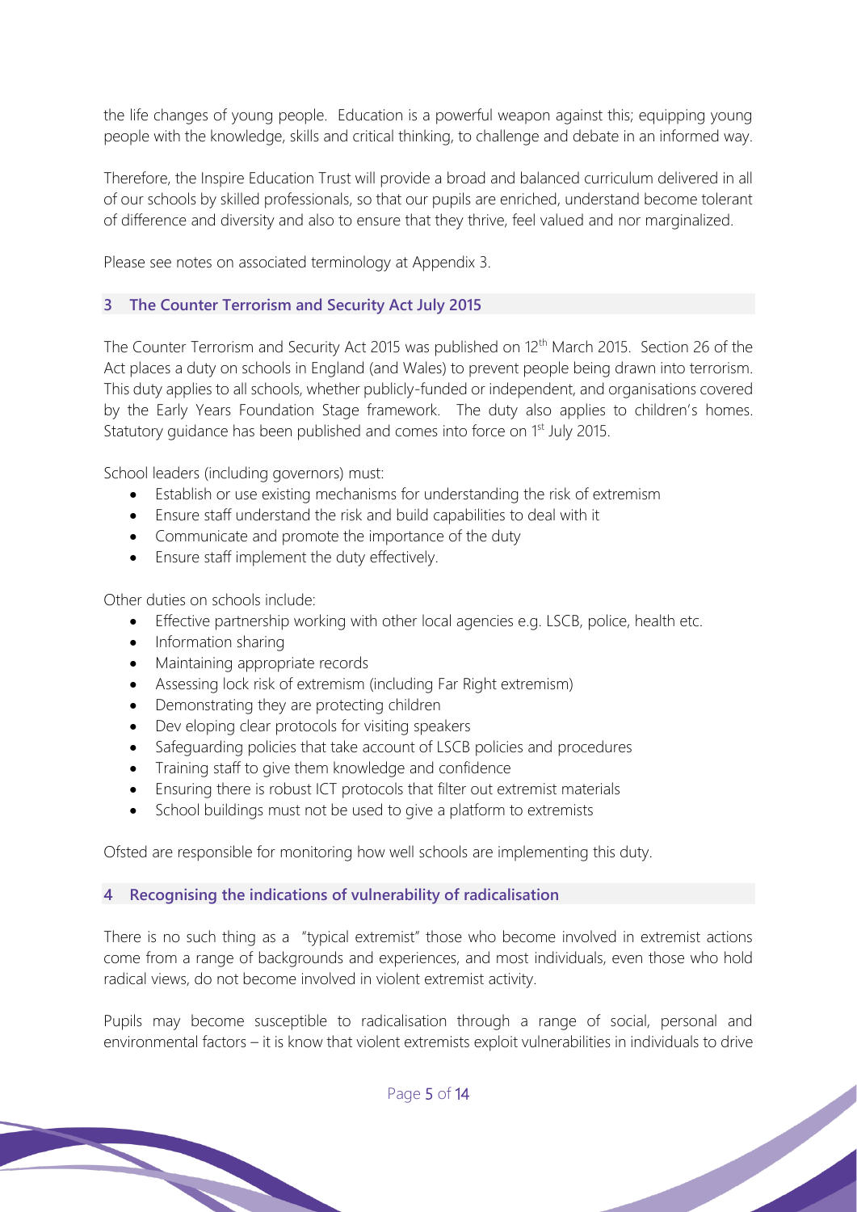the life changes of young people. Education is a powerful weapon against this; equipping young people with the knowledge, skills and critical thinking, to challenge and debate in an informed way.

Therefore, the Inspire Education Trust will provide a broad and balanced curriculum delivered in all of our schools by skilled professionals, so that our pupils are enriched, understand become tolerant of difference and diversity and also to ensure that they thrive, feel valued and nor marginalized.

Please see notes on associated terminology at Appendix 3.

## 3 The Counter Terrorism and Security Act July 2015

The Counter Terrorism and Security Act 2015 was published on 12th March 2015. Section 26 of the Act places a duty on schools in England (and Wales) to prevent people being drawn into terrorism. This duty applies to all schools, whether publicly-funded or independent, and organisations covered by the Early Years Foundation Stage framework. The duty also applies to children's homes. Statutory guidance has been published and comes into force on 1st July 2015.

School leaders (including governors) must:

- Establish or use existing mechanisms for understanding the risk of extremism
- Ensure staff understand the risk and build capabilities to deal with it
- Communicate and promote the importance of the duty
- Ensure staff implement the duty effectively.

Other duties on schools include:

- Effective partnership working with other local agencies e.g. LSCB, police, health etc.
- Information sharing
- Maintaining appropriate records
- Assessing lock risk of extremism (including Far Right extremism)
- Demonstrating they are protecting children
- Dev eloping clear protocols for visiting speakers
- Safeguarding policies that take account of LSCB policies and procedures
- Training staff to give them knowledge and confidence
- Ensuring there is robust ICT protocols that filter out extremist materials
- School buildings must not be used to give a platform to extremists

Ofsted are responsible for monitoring how well schools are implementing this duty.

## 4 Recognising the indications of vulnerability of radicalisation

There is no such thing as a "typical extremist" those who become involved in extremist actions come from a range of backgrounds and experiences, and most individuals, even those who hold radical views, do not become involved in violent extremist activity.

Pupils may become susceptible to radicalisation through a range of social, personal and environmental factors – it is know that violent extremists exploit vulnerabilities in individuals to drive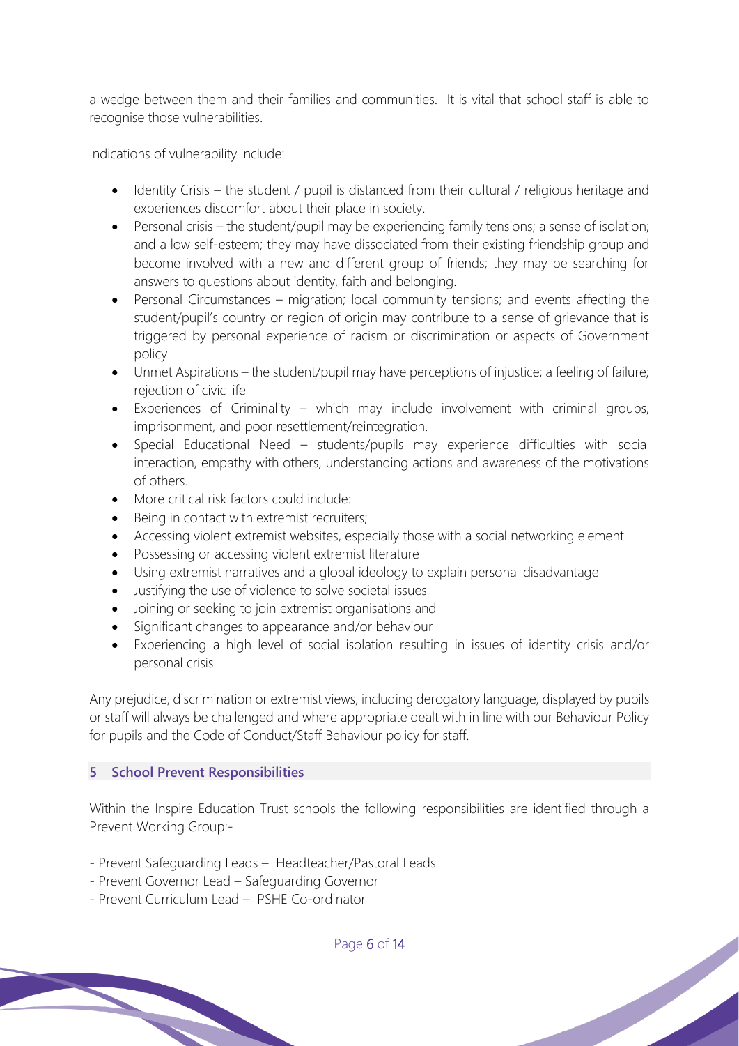a wedge between them and their families and communities. It is vital that school staff is able to recognise those vulnerabilities.

Indications of vulnerability include:

- Identity Crisis – the student / pupil is distanced from their cultural / religious heritage and experiences discomfort about their place in society.
- Personal crisis – the student/pupil may be experiencing family tensions; a sense of isolation; and a low self-esteem; they may have dissociated from their existing friendship group and become involved with a new and different group of friends; they may be searching for answers to questions about identity, faith and belonging.
- Personal Circumstances – migration; local community tensions; and events affecting the student/pupil's country or region of origin may contribute to a sense of grievance that is triggered by personal experience of racism or discrimination or aspects of Government policy.
- Unmet Aspirations – the student/pupil may have perceptions of injustice; a feeling of failure; rejection of civic life
- Experiences of Criminality – which may include involvement with criminal groups, imprisonment, and poor resettlement/reintegration.
- Special Educational Need – students/pupils may experience difficulties with social interaction, empathy with others, understanding actions and awareness of the motivations of others.
- More critical risk factors could include:
- Being in contact with extremist recruiters;
- Accessing violent extremist websites, especially those with a social networking element
- Possessing or accessing violent extremist literature
- Using extremist narratives and a global ideology to explain personal disadvantage
- Justifying the use of violence to solve societal issues
- Joining or seeking to join extremist organisations and
- Significant changes to appearance and/or behaviour
- Experiencing a high level of social isolation resulting in issues of identity crisis and/or personal crisis.

Any prejudice, discrimination or extremist views, including derogatory language, displayed by pupils or staff will always be challenged and where appropriate dealt with in line with our Behaviour Policy for pupils and the Code of Conduct/Staff Behaviour policy for staff.

## 5 School Prevent Responsibilities

Within the Inspire Education Trust schools the following responsibilities are identified through a Prevent Working Group:-

- Prevent Safeguarding Leads – Headteacher/Pastoral Leads
- Prevent Governor Lead – Safeguarding Governor
- Prevent Curriculum Lead – PSHE Co-ordinator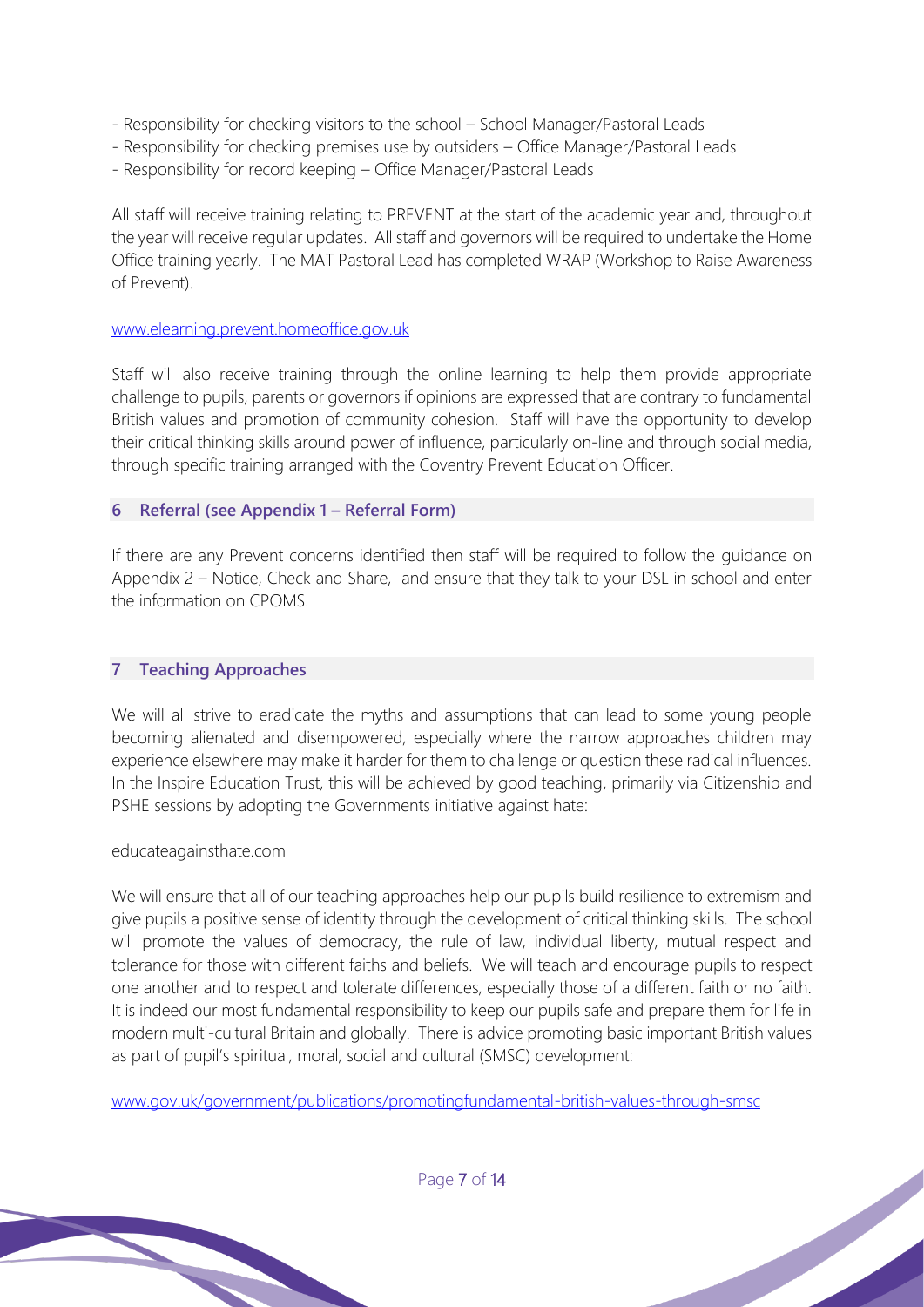- Responsibility for checking visitors to the school – School Manager/Pastoral Leads
- Responsibility for checking premises use by outsiders – Office Manager/Pastoral Leads
- Responsibility for record keeping – Office Manager/Pastoral Leads

All staff will receive training relating to PREVENT at the start of the academic year and, throughout the year will receive regular updates. All staff and governors will be required to undertake the Home Office training yearly. The MAT Pastoral Lead has completed WRAP (Workshop to Raise Awareness of Prevent).

[www.elearning.prevent.homeoffice.gov.uk](www.elearning.prevent.homeoffice.gov.uk)

Staff will also receive training through the online learning to help them provide appropriate challenge to pupils, parents or governors if opinions are expressed that are contrary to fundamental British values and promotion of community cohesion. Staff will have the opportunity to develop their critical thinking skills around power of influence, particularly on-line and through social media, through specific training arranged with the Coventry Prevent Education Officer.

## 6 Referral (see Appendix 1 – Referral Form)

If there are any Prevent concerns identified then staff will be required to follow the guidance on Appendix 2 – Notice, Check and Share, and ensure that they talk to your DSL in school and enter the information on CPOMS.

## 7 Teaching Approaches

We will all strive to eradicate the myths and assumptions that can lead to some young people becoming alienated and disempowered, especially where the narrow approaches children may experience elsewhere may make it harder for them to challenge or question these radical influences. In the Inspire Education Trust, this will be achieved by good teaching, primarily via Citizenship and PSHE sessions by adopting the Governments initiative against hate:

educateagainsthate.com

We will ensure that all of our teaching approaches help our pupils build resilience to extremism and give pupils a positive sense of identity through the development of critical thinking skills. The school will promote the values of democracy, the rule of law, individual liberty, mutual respect and tolerance for those with different faiths and beliefs. We will teach and encourage pupils to respect one another and to respect and tolerate differences, especially those of a different faith or no faith. It is indeed our most fundamental responsibility to keep our pupils safe and prepare them for life in modern multi-cultural Britain and globally. There is advice promoting basic important British values as part of pupil's spiritual, moral, social and cultural (SMSC) development:

[www.gov.uk/government/publications/promotingfundamental-british-values-through-smsc](www.gov.uk/government/publications/promotingfundamental-british-values-through-smsc)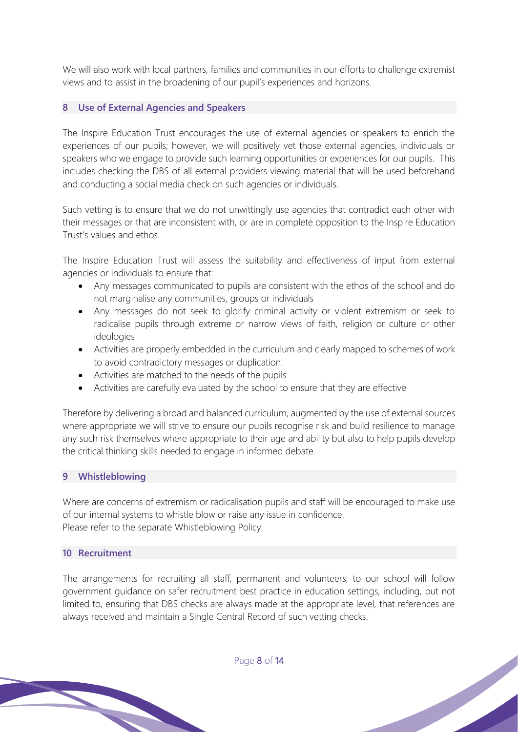We will also work with local partners, families and communities in our efforts to challenge extremist views and to assist in the broadening of our pupil's experiences and horizons.

## 8 Use of External Agencies and Speakers

The Inspire Education Trust encourages the use of external agencies or speakers to enrich the experiences of our pupils; however, we will positively vet those external agencies, individuals or speakers who we engage to provide such learning opportunities or experiences for our pupils. This includes checking the DBS of all external providers viewing material that will be used beforehand and conducting a social media check on such agencies or individuals.

Such vetting is to ensure that we do not unwittingly use agencies that contradict each other with their messages or that are inconsistent with, or are in complete opposition to the Inspire Education Trust's values and ethos.

The Inspire Education Trust will assess the suitability and effectiveness of input from external agencies or individuals to ensure that:

- Any messages communicated to pupils are consistent with the ethos of the school and do not marginalise any communities, groups or individuals
- Any messages do not seek to glorify criminal activity or violent extremism or seek to radicalise pupils through extreme or narrow views of faith, religion or culture or other ideologies
- Activities are properly embedded in the curriculum and clearly mapped to schemes of work to avoid contradictory messages or duplication.
- Activities are matched to the needs of the pupils
- Activities are carefully evaluated by the school to ensure that they are effective

Therefore by delivering a broad and balanced curriculum, augmented by the use of external sources where appropriate we will strive to ensure our pupils recognise risk and build resilience to manage any such risk themselves where appropriate to their age and ability but also to help pupils develop the critical thinking skills needed to engage in informed debate.

## 9 Whistleblowing

Where are concerns of extremism or radicalisation pupils and staff will be encouraged to make use of our internal systems to whistle blow or raise any issue in confidence.
Please refer to the separate Whistleblowing Policy.

## 10 Recruitment

The arrangements for recruiting all staff, permanent and volunteers, to our school will follow government guidance on safer recruitment best practice in education settings, including, but not limited to, ensuring that DBS checks are always made at the appropriate level, that references are always received and maintain a Single Central Record of such vetting checks.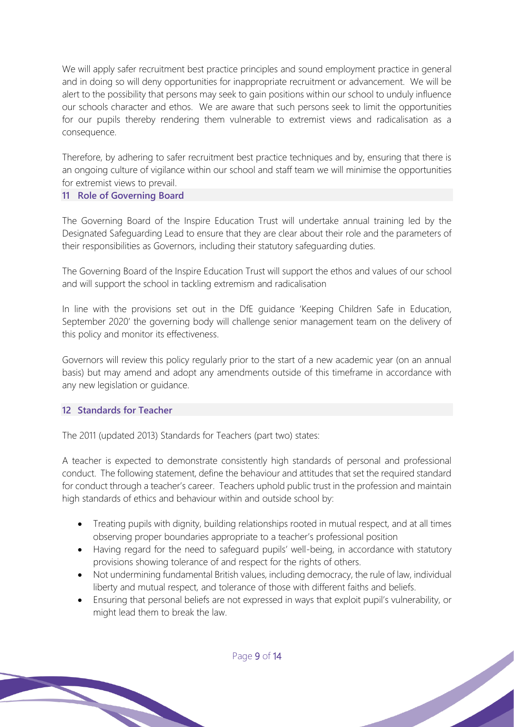We will apply safer recruitment best practice principles and sound employment practice in general and in doing so will deny opportunities for inappropriate recruitment or advancement. We will be alert to the possibility that persons may seek to gain positions within our school to unduly influence our schools character and ethos. We are aware that such persons seek to limit the opportunities for our pupils thereby rendering them vulnerable to extremist views and radicalisation as a consequence.

Therefore, by adhering to safer recruitment best practice techniques and by, ensuring that there is an ongoing culture of vigilance within our school and staff team we will minimise the opportunities for extremist views to prevail.

## 11 Role of Governing Board

The Governing Board of the Inspire Education Trust will undertake annual training led by the Designated Safeguarding Lead to ensure that they are clear about their role and the parameters of their responsibilities as Governors, including their statutory safeguarding duties.

The Governing Board of the Inspire Education Trust will support the ethos and values of our school and will support the school in tackling extremism and radicalisation

In line with the provisions set out in the DfE guidance 'Keeping Children Safe in Education, September 2020' the governing body will challenge senior management team on the delivery of this policy and monitor its effectiveness.

Governors will review this policy regularly prior to the start of a new academic year (on an annual basis) but may amend and adopt any amendments outside of this timeframe in accordance with any new legislation or guidance.

## 12 Standards for Teacher

The 2011 (updated 2013) Standards for Teachers (part two) states:

A teacher is expected to demonstrate consistently high standards of personal and professional conduct. The following statement, define the behaviour and attitudes that set the required standard for conduct through a teacher's career. Teachers uphold public trust in the profession and maintain high standards of ethics and behaviour within and outside school by:

- Treating pupils with dignity, building relationships rooted in mutual respect, and at all times observing proper boundaries appropriate to a teacher's professional position
- Having regard for the need to safeguard pupils' well-being, in accordance with statutory provisions showing tolerance of and respect for the rights of others.
- Not undermining fundamental British values, including democracy, the rule of law, individual liberty and mutual respect, and tolerance of those with different faiths and beliefs.
- Ensuring that personal beliefs are not expressed in ways that exploit pupil's vulnerability, or might lead them to break the law.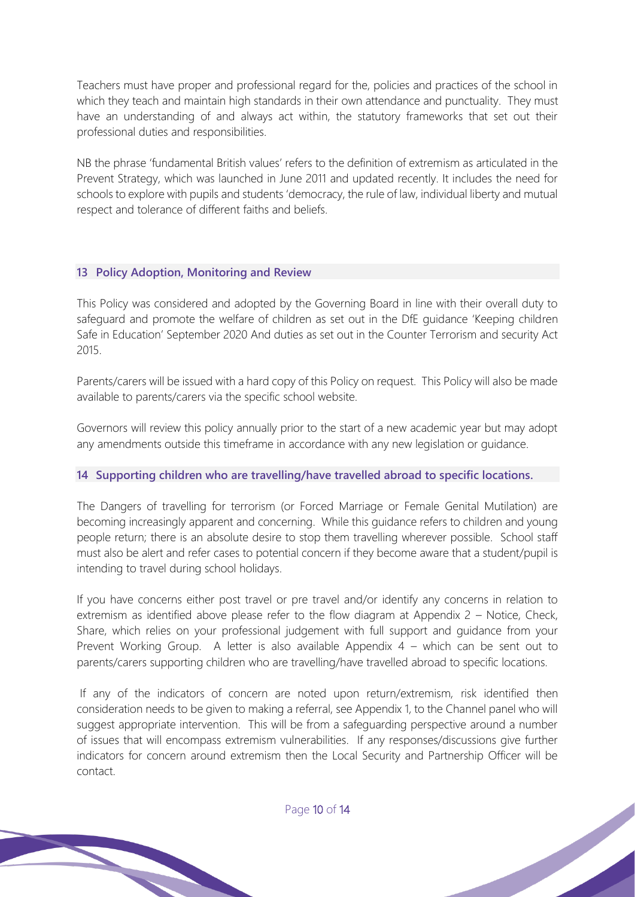Teachers must have proper and professional regard for the, policies and practices of the school in which they teach and maintain high standards in their own attendance and punctuality. They must have an understanding of and always act within, the statutory frameworks that set out their professional duties and responsibilities.

NB the phrase 'fundamental British values' refers to the definition of extremism as articulated in the Prevent Strategy, which was launched in June 2011 and updated recently. It includes the need for schools to explore with pupils and students 'democracy, the rule of law, individual liberty and mutual respect and tolerance of different faiths and beliefs.

## 13 Policy Adoption, Monitoring and Review

This Policy was considered and adopted by the Governing Board in line with their overall duty to safeguard and promote the welfare of children as set out in the DfE guidance 'Keeping children Safe in Education' September 2020 And duties as set out in the Counter Terrorism and security Act 2015.

Parents/carers will be issued with a hard copy of this Policy on request. This Policy will also be made available to parents/carers via the specific school website.

Governors will review this policy annually prior to the start of a new academic year but may adopt any amendments outside this timeframe in accordance with any new legislation or guidance.

## 14 Supporting children who are travelling/have travelled abroad to specific locations.

The Dangers of travelling for terrorism (or Forced Marriage or Female Genital Mutilation) are becoming increasingly apparent and concerning. While this guidance refers to children and young people return; there is an absolute desire to stop them travelling wherever possible. School staff must also be alert and refer cases to potential concern if they become aware that a student/pupil is intending to travel during school holidays.

If you have concerns either post travel or pre travel and/or identify any concerns in relation to extremism as identified above please refer to the flow diagram at Appendix 2 – Notice, Check, Share, which relies on your professional judgement with full support and guidance from your Prevent Working Group. A letter is also available Appendix 4 – which can be sent out to parents/carers supporting children who are travelling/have travelled abroad to specific locations.

If any of the indicators of concern are noted upon return/extremism, risk identified then consideration needs to be given to making a referral, see Appendix 1, to the Channel panel who will suggest appropriate intervention. This will be from a safeguarding perspective around a number of issues that will encompass extremism vulnerabilities. If any responses/discussions give further indicators for concern around extremism then the Local Security and Partnership Officer will be contact.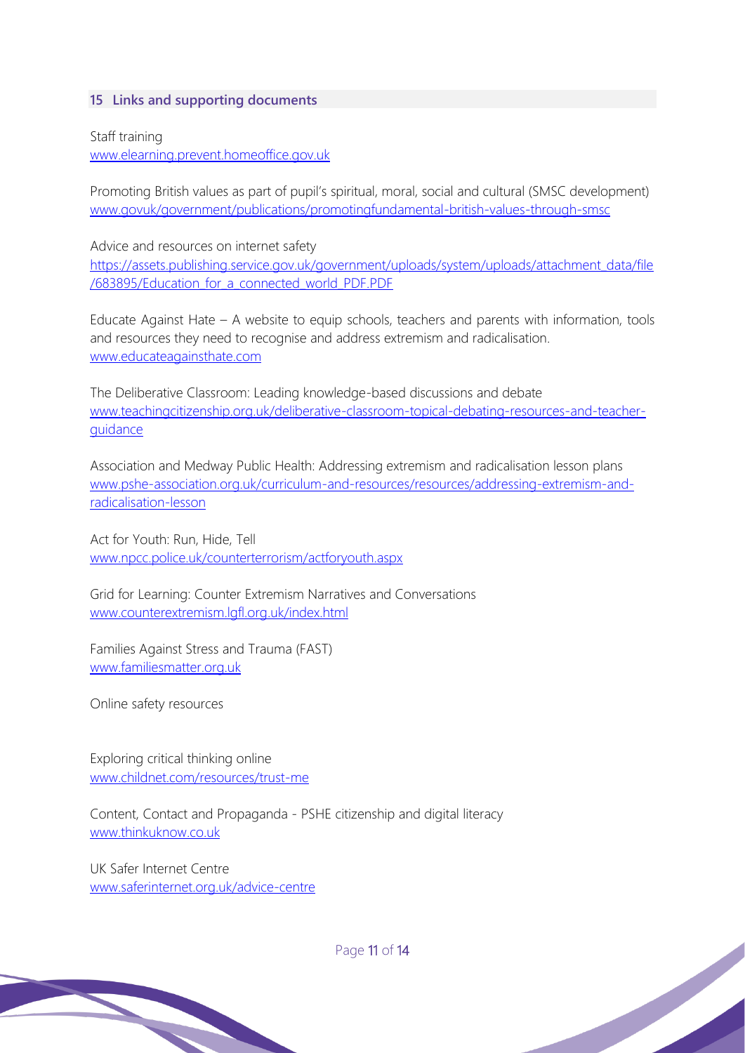## 15 Links and supporting documents

Staff training
www.elearning.prevent.homeoffice.gov.uk

Promoting British values as part of pupil's spiritual, moral, social and cultural (SMSC development)
www.govuk/government/publications/promotingfundamental-british-values-through-smsc

Advice and resources on internet safety
https://assets.publishing.service.gov.uk/government/uploads/system/uploads/attachment_data/file/683895/Education_for_a_connected_world_PDF.PDF

Educate Against Hate – A website to equip schools, teachers and parents with information, tools and resources they need to recognise and address extremism and radicalisation.
www.educateagainsthate.com

The Deliberative Classroom: Leading knowledge-based discussions and debate
www.teachingcitizenship.org.uk/deliberative-classroom-topical-debating-resources-and-teacher-guidance

Association and Medway Public Health: Addressing extremism and radicalisation lesson plans
www.pshe-association.org.uk/curriculum-and-resources/resources/addressing-extremism-and-radicalisation-lesson

Act for Youth: Run, Hide, Tell
www.npcc.police.uk/counterterrorism/actforyouth.aspx

Grid for Learning: Counter Extremism Narratives and Conversations
www.counterextremism.lgfl.org.uk/index.html

Families Against Stress and Trauma (FAST)
www.familiesmatter.org.uk

Online safety resources

Exploring critical thinking online
www.childnet.com/resources/trust-me

Content, Contact and Propaganda - PSHE citizenship and digital literacy
www.thinkuknow.co.uk

UK Safer Internet Centre
www.saferinternet.org.uk/advice-centre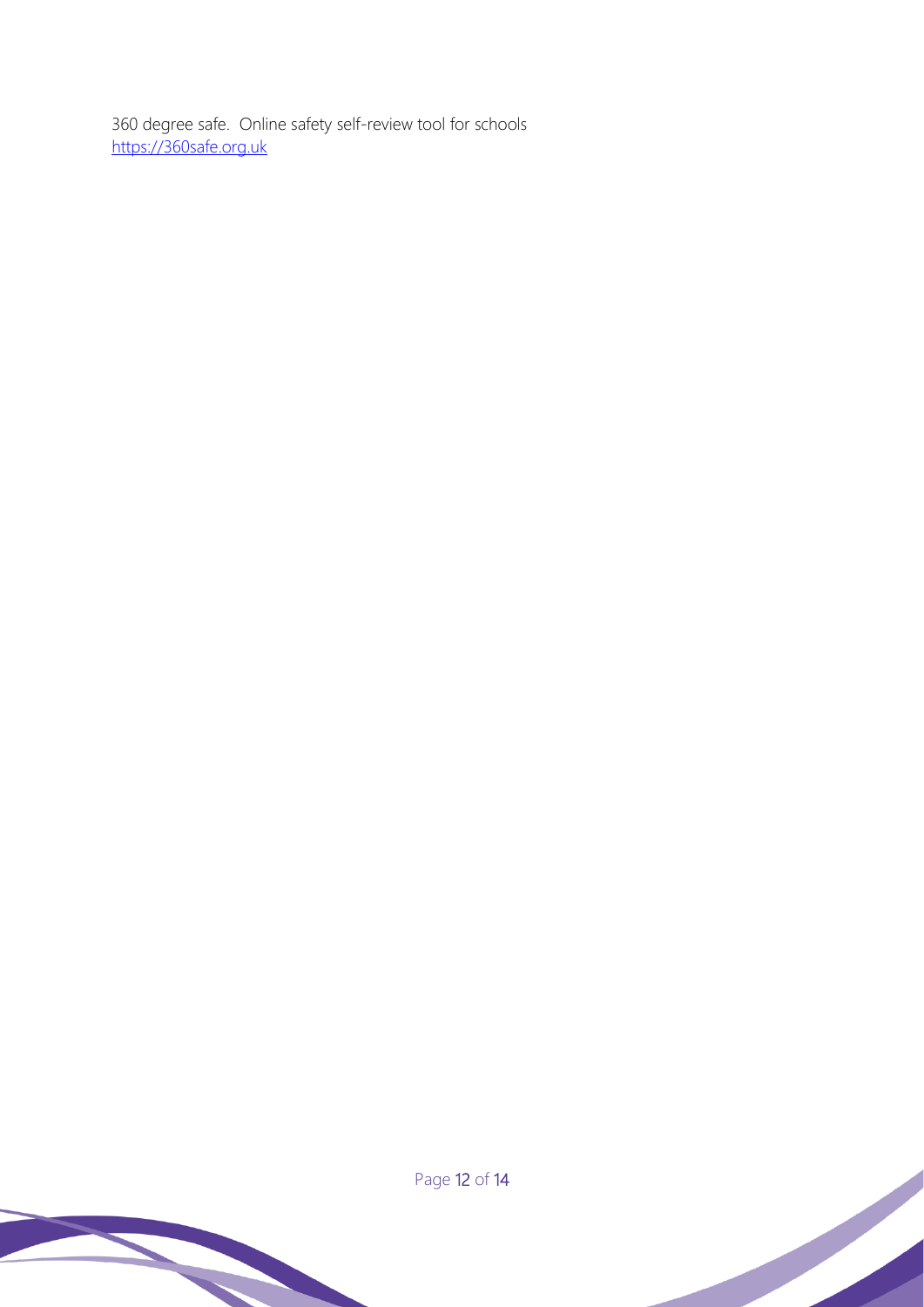360 degree safe. Online safety self-review tool for schools
[https://360safe.org.uk](https://360safe.org.uk)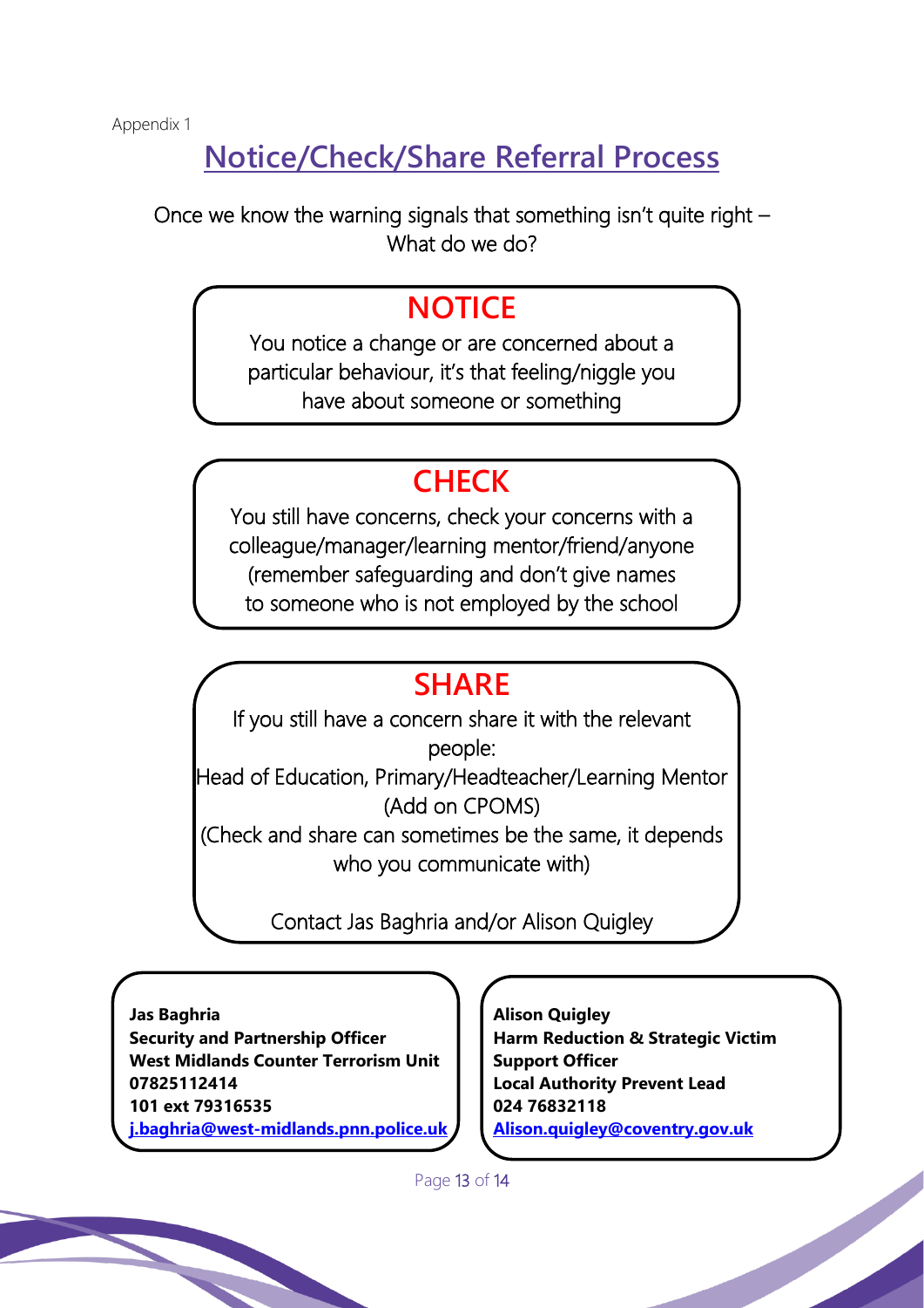Appendix 1

# Notice/Check/Share Referral Process

Once we know the warning signals that something isn't quite right – What do we do?

## NOTICE

You notice a change or are concerned about a particular behaviour, it's that feeling/niggle you have about someone or something

## CHECK

You still have concerns, check your concerns with a colleague/manager/learning mentor/friend/anyone (remember safeguarding and don't give names to someone who is not employed by the school

## SHARE

If you still have a concern share it with the relevant people:
Head of Education, Primary/Headteacher/Learning Mentor (Add on CPOMS)
(Check and share can sometimes be the same, it depends who you communicate with)

Contact Jas Baghria and/or Alison Quigley

**Jas Baghria**
**Security and Partnership Officer**
**West Midlands Counter Terrorism Unit**
**07825112414**
**101 ext 79316535**
**j.baghria@west-midlands.pnn.police.uk**

**Alison Quigley**
**Harm Reduction & Strategic Victim Support Officer**
**Local Authority Prevent Lead**
**024 76832118**
**Alison.quigley@coventry.gov.uk**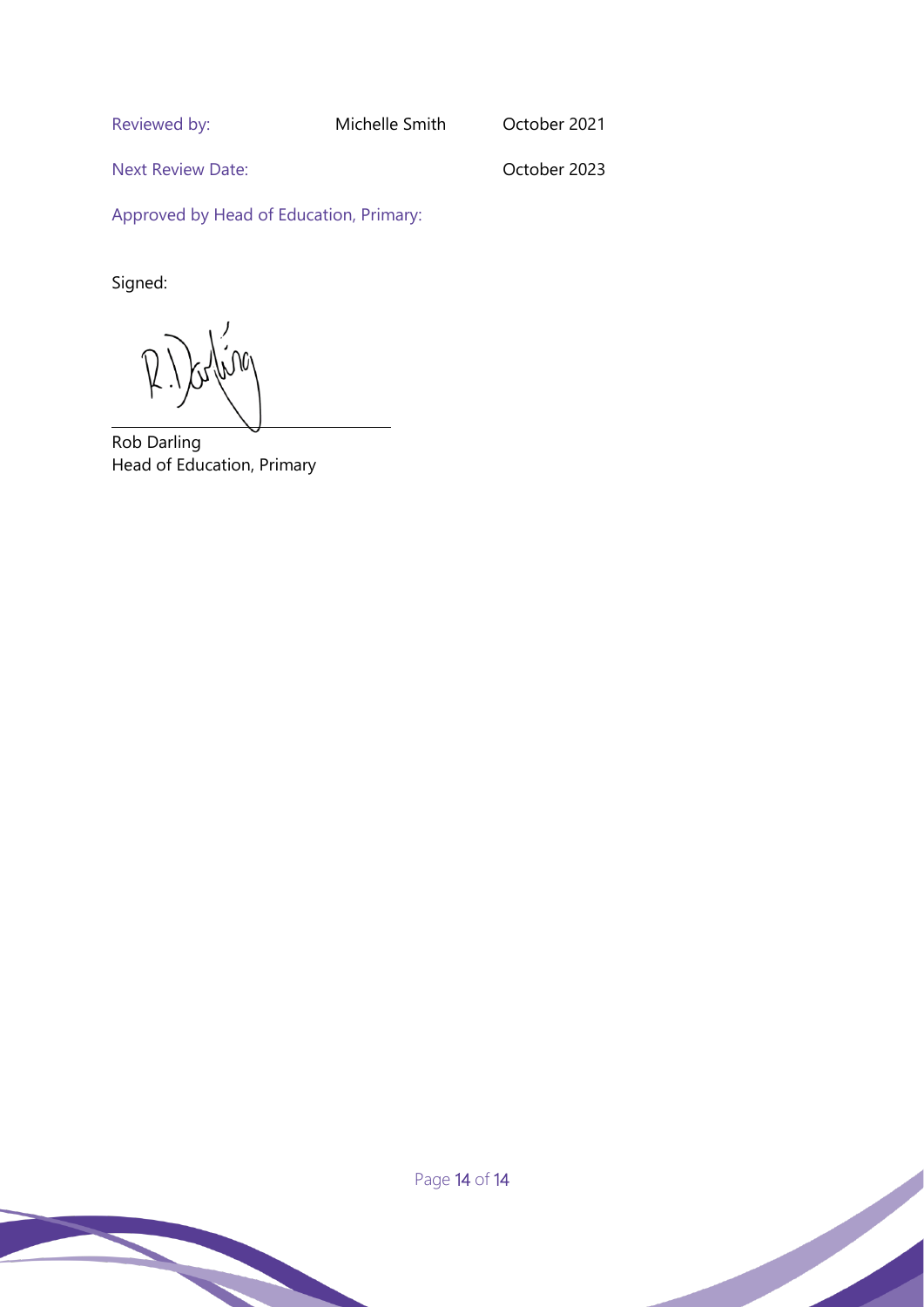Reviewed by: Michelle Smith October 2021

Next Review Date: October 2023

Approved by Head of Education, Primary:

Signed:

Rob Darling
Head of Education, Primary